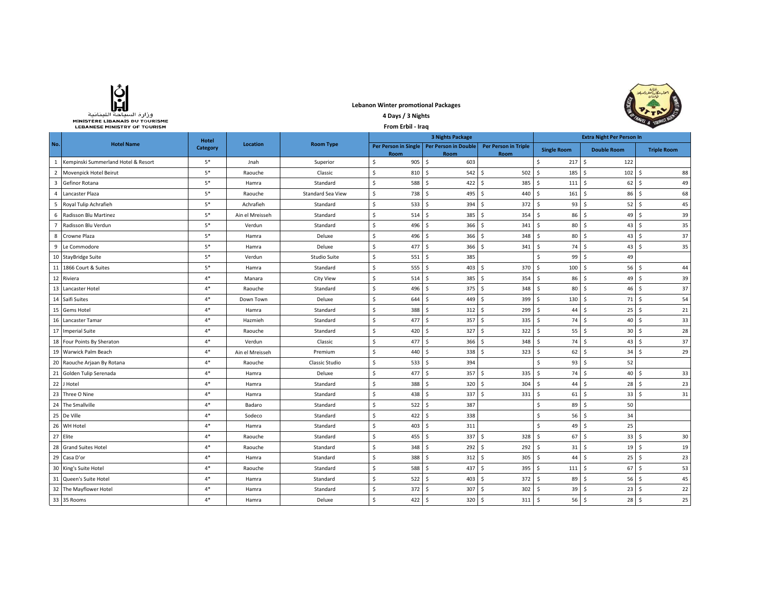وزارة السياحة اللبنانية
MINISTÈRE LIBANAIS DU TOURISME
LEBANESE MINISTRY OF TOURISM

**Lebanon Winter promotional Packages**

**4 Days / 3 Nights**

**From Erbil - Iraq**

| No. | Hotel Name | Hotel Category | Location | Room Type | 3 Nights Package | | | Extra Night Per Person In | | |
|---|---|---|---|---|---|---|---|---|---|---|
| | | | | | Per Person in Single Room | Per Person in Double Room | Per Person in Triple Room | Single Room | Double Room | Triple Room |
| 1 | Kempinski Summerland Hotel & Resort | 5* | Jnah | Superior | $ 905 | $ 603 | | $ 217 | $ 122 | |
| 2 | Movenpick Hotel Beirut | 5* | Raouche | Classic | $ 810 | $ 542 | $ 502 | $ 185 | $ 102 | $ 88 |
| 3 | Gefinor Rotana | 5* | Hamra | Standard | $ 588 | $ 422 | $ 385 | $ 111 | $ 62 | $ 49 |
| 4 | Lancaster Plaza | 5* | Raouche | Standard Sea View | $ 738 | $ 495 | $ 440 | $ 161 | $ 86 | $ 68 |
| 5 | Royal Tulip Achrafieh | 5* | Achrafieh | Standard | $ 533 | $ 394 | $ 372 | $ 93 | $ 52 | $ 45 |
| 6 | Radisson Blu Martinez | 5* | Ain el Mreisseh | Standard | $ 514 | $ 385 | $ 354 | $ 86 | $ 49 | $ 39 |
| 7 | Radisson Blu Verdun | 5* | Verdun | Standard | $ 496 | $ 366 | $ 341 | $ 80 | $ 43 | $ 35 |
| 8 | Crowne Plaza | 5* | Hamra | Deluxe | $ 496 | $ 366 | $ 348 | $ 80 | $ 43 | $ 37 |
| 9 | Le Commodore | 5* | Hamra | Deluxe | $ 477 | $ 366 | $ 341 | $ 74 | $ 43 | $ 35 |
| 10 | StayBridge Suite | 5* | Verdun | Studio Suite | $ 551 | $ 385 | | $ 99 | $ 49 | |
| 11 | 1866 Court & Suites | 5* | Hamra | Standard | $ 555 | $ 403 | $ 370 | $ 100 | $ 56 | $ 44 |
| 12 | Riviera | 4* | Manara | City View | $ 514 | $ 385 | $ 354 | $ 86 | $ 49 | $ 39 |
| 13 | Lancaster Hotel | 4* | Raouche | Standard | $ 496 | $ 375 | $ 348 | $ 80 | $ 46 | $ 37 |
| 14 | Saifi Suites | 4* | Down Town | Deluxe | $ 644 | $ 449 | $ 399 | $ 130 | $ 71 | $ 54 |
| 15 | Gems Hotel | 4* | Hamra | Standard | $ 388 | $ 312 | $ 299 | $ 44 | $ 25 | $ 21 |
| 16 | Lancaster Tamar | 4* | Hazmieh | Standard | $ 477 | $ 357 | $ 335 | $ 74 | $ 40 | $ 33 |
| 17 | Imperial Suite | 4* | Raouche | Standard | $ 420 | $ 327 | $ 322 | $ 55 | $ 30 | $ 28 |
| 18 | Four Points By Sheraton | 4* | Verdun | Classic | $ 477 | $ 366 | $ 348 | $ 74 | $ 43 | $ 37 |
| 19 | Warwick Palm Beach | 4* | Ain el Mreisseh | Premium | $ 440 | $ 338 | $ 323 | $ 62 | $ 34 | $ 29 |
| 20 | Raouche Arjaan By Rotana | 4* | Raouche | Classic Studio | $ 533 | $ 394 | | $ 93 | $ 52 | |
| 21 | Golden Tulip Serenada | 4* | Hamra | Deluxe | $ 477 | $ 357 | $ 335 | $ 74 | $ 40 | $ 33 |
| 22 | J Hotel | 4* | Hamra | Standard | $ 388 | $ 320 | $ 304 | $ 44 | $ 28 | $ 23 |
| 23 | Three O Nine | 4* | Hamra | Standard | $ 438 | $ 337 | $ 331 | $ 61 | $ 33 | $ 31 |
| 24 | The Smallville | 4* | Badaro | Standard | $ 522 | $ 387 | | $ 89 | $ 50 | |
| 25 | De Ville | 4* | Sodeco | Standard | $ 422 | $ 338 | | $ 56 | $ 34 | |
| 26 | WH Hotel | 4* | Hamra | Standard | $ 403 | $ 311 | | $ 49 | $ 25 | |
| 27 | Elite | 4* | Raouche | Standard | $ 455 | $ 337 | $ 328 | $ 67 | $ 33 | $ 30 |
| 28 | Grand Suites Hotel | 4* | Raouche | Standard | $ 348 | $ 292 | $ 292 | $ 31 | $ 19 | $ 19 |
| 29 | Casa D'or | 4* | Hamra | Standard | $ 388 | $ 312 | $ 305 | $ 44 | $ 25 | $ 23 |
| 30 | King's Suite Hotel | 4* | Raouche | Standard | $ 588 | $ 437 | $ 395 | $ 111 | $ 67 | $ 53 |
| 31 | Queen's Suite Hotel | 4* | Hamra | Standard | $ 522 | $ 403 | $ 372 | $ 89 | $ 56 | $ 45 |
| 32 | The Mayflower Hotel | 4* | Hamra | Standard | $ 372 | $ 307 | $ 302 | $ 39 | $ 23 | $ 22 |
| 33 | 35 Rooms | 4* | Hamra | Deluxe | $ 422 | $ 320 | $ 311 | $ 56 | $ 28 | $ 25 |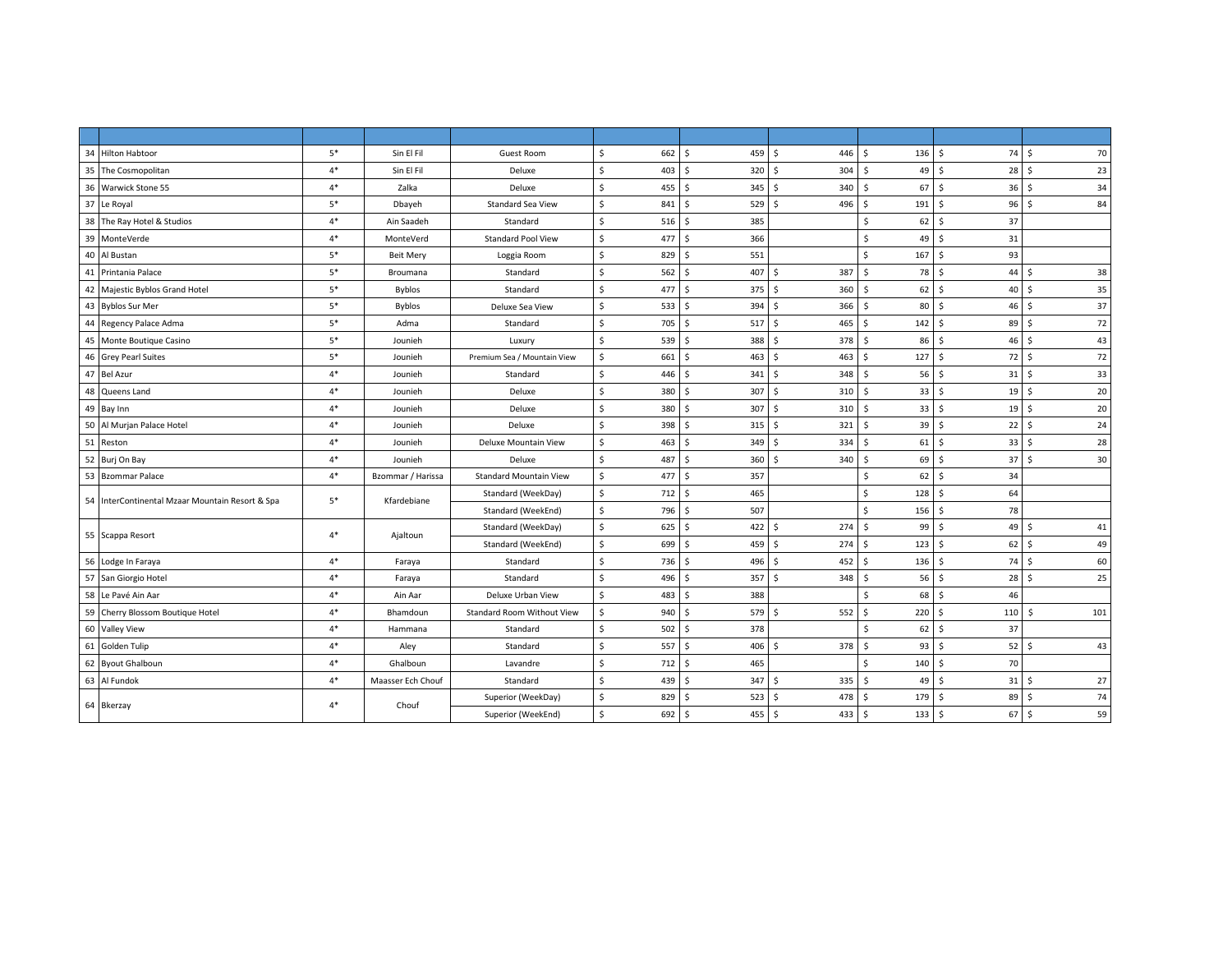| | | | | | | | | | | |
|---|---|---|---|---|---|---|---|---|---|---|
| 34 | Hilton Habtoor | 5* | Sin El Fil | Guest Room | $ 662 | $ 459 | $ 446 | $ 136 | $ 74 | $ 70 |
| 35 | The Cosmopolitan | 4* | Sin El Fil | Deluxe | $ 403 | $ 320 | $ 304 | $ 49 | $ 28 | $ 23 |
| 36 | Warwick Stone 55 | 4* | Zalka | Deluxe | $ 455 | $ 345 | $ 340 | $ 67 | $ 36 | $ 34 |
| 37 | Le Royal | 5* | Dbayeh | Standard Sea View | $ 841 | $ 529 | $ 496 | $ 191 | $ 96 | $ 84 |
| 38 | The Ray Hotel & Studios | 4* | Ain Saadeh | Standard | $ 516 | $ 385 | | $ 62 | $ 37 | |
| 39 | MonteVerde | 4* | MonteVerd | Standard Pool View | $ 477 | $ 366 | | $ 49 | $ 31 | |
| 40 | Al Bustan | 5* | Beit Mery | Loggia Room | $ 829 | $ 551 | | $ 167 | $ 93 | |
| 41 | Printania Palace | 5* | Broumana | Standard | $ 562 | $ 407 | $ 387 | $ 78 | $ 44 | $ 38 |
| 42 | Majestic Byblos Grand Hotel | 5* | Byblos | Standard | $ 477 | $ 375 | $ 360 | $ 62 | $ 40 | $ 35 |
| 43 | Byblos Sur Mer | 5* | Byblos | Deluxe Sea View | $ 533 | $ 394 | $ 366 | $ 80 | $ 46 | $ 37 |
| 44 | Regency Palace Adma | 5* | Adma | Standard | $ 705 | $ 517 | $ 465 | $ 142 | $ 89 | $ 72 |
| 45 | Monte Boutique Casino | 5* | Jounieh | Luxury | $ 539 | $ 388 | $ 378 | $ 86 | $ 46 | $ 43 |
| 46 | Grey Pearl Suites | 5* | Jounieh | Premium Sea / Mountain View | $ 661 | $ 463 | $ 463 | $ 127 | $ 72 | $ 72 |
| 47 | Bel Azur | 4* | Jounieh | Standard | $ 446 | $ 341 | $ 348 | $ 56 | $ 31 | $ 33 |
| 48 | Queens Land | 4* | Jounieh | Deluxe | $ 380 | $ 307 | $ 310 | $ 33 | $ 19 | $ 20 |
| 49 | Bay Inn | 4* | Jounieh | Deluxe | $ 380 | $ 307 | $ 310 | $ 33 | $ 19 | $ 20 |
| 50 | Al Murjan Palace Hotel | 4* | Jounieh | Deluxe | $ 398 | $ 315 | $ 321 | $ 39 | $ 22 | $ 24 |
| 51 | Reston | 4* | Jounieh | Deluxe Mountain View | $ 463 | $ 349 | $ 334 | $ 61 | $ 33 | $ 28 |
| 52 | Burj On Bay | 4* | Jounieh | Deluxe | $ 487 | $ 360 | $ 340 | $ 69 | $ 37 | $ 30 |
| 53 | Bzommar Palace | 4* | Bzommar / Harissa | Standard Mountain View | $ 477 | $ 357 | | $ 62 | $ 34 | |
| 54 | InterContinental Mzaar Mountain Resort & Spa | 5* | Kfardebiane | Standard (WeekDay) | $ 712 | $ 465 | | $ 128 | $ 64 | |
| | | | | Standard (WeekEnd) | $ 796 | $ 507 | | $ 156 | $ 78 | |
| 55 | Scappa Resort | 4* | Ajaltoun | Standard (WeekDay) | $ 625 | $ 422 | $ 274 | $ 99 | $ 49 | $ 41 |
| | | | | Standard (WeekEnd) | $ 699 | $ 459 | $ 274 | $ 123 | $ 62 | $ 49 |
| 56 | Lodge In Faraya | 4* | Faraya | Standard | $ 736 | $ 496 | $ 452 | $ 136 | $ 74 | $ 60 |
| 57 | San Giorgio Hotel | 4* | Faraya | Standard | $ 496 | $ 357 | $ 348 | $ 56 | $ 28 | $ 25 |
| 58 | Le Pavé Ain Aar | 4* | Ain Aar | Deluxe Urban View | $ 483 | $ 388 | | $ 68 | $ 46 | |
| 59 | Cherry Blossom Boutique Hotel | 4* | Bhamdoun | Standard Room Without View | $ 940 | $ 579 | $ 552 | $ 220 | $ 110 | $ 101 |
| 60 | Valley View | 4* | Hammana | Standard | $ 502 | $ 378 | | $ 62 | $ 37 | |
| 61 | Golden Tulip | 4* | Aley | Standard | $ 557 | $ 406 | $ 378 | $ 93 | $ 52 | $ 43 |
| 62 | Byout Ghalboun | 4* | Ghalboun | Lavandre | $ 712 | $ 465 | | $ 140 | $ 70 | |
| 63 | Al Fundok | 4* | Maasser Ech Chouf | Standard | $ 439 | $ 347 | $ 335 | $ 49 | $ 31 | $ 27 |
| 64 | Bkerzay | 4* | Chouf | Superior (WeekDay) | $ 829 | $ 523 | $ 478 | $ 179 | $ 89 | $ 74 |
| | | | | Superior (WeekEnd) | $ 692 | $ 455 | $ 433 | $ 133 | $ 67 | $ 59 |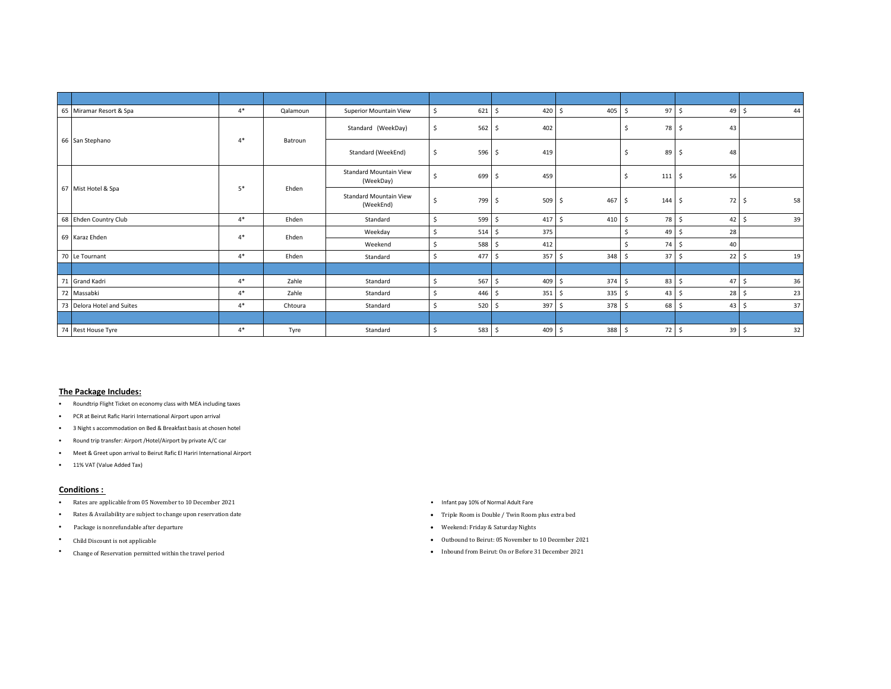| | | | | | | | | | | |
|---|---|---|---|---|---|---|---|---|---|---|
| | | | | | | | | | | |
| 65 | Miramar Resort & Spa | 4* | Qalamoun | Superior Mountain View | $ 621 | $ 420 | $ 405 | $ 97 | $ 49 | $ 44 |
| 66 | San Stephano | 4* | Batroun | Standard (WeekDay) | $ 562 | $ 402 | | $ 78 | $ 43 | |
| | | | | Standard (WeekEnd) | $ 596 | $ 419 | | $ 89 | $ 48 | |
| 67 | Mist Hotel & Spa | 5* | Ehden | Standard Mountain View (WeekDay) | $ 699 | $ 459 | | $ 111 | $ 56 | |
| | | | | Standard Mountain View (WeekEnd) | $ 799 | $ 509 | $ 467 | $ 144 | $ 72 | $ 58 |
| 68 | Ehden Country Club | 4* | Ehden | Standard | $ 599 | $ 417 | $ 410 | $ 78 | $ 42 | $ 39 |
| 69 | Karaz Ehden | 4* | Ehden | Weekday | $ 514 | $ 375 | | $ 49 | $ 28 | |
| | | | | Weekend | $ 588 | $ 412 | | $ 74 | $ 40 | |
| 70 | Le Tournant | 4* | Ehden | Standard | $ 477 | $ 357 | $ 348 | $ 37 | $ 22 | $ 19 |
| | | | | | | | | | | |
| 71 | Grand Kadri | 4* | Zahle | Standard | $ 567 | $ 409 | $ 374 | $ 83 | $ 47 | $ 36 |
| 72 | Massabki | 4* | Zahle | Standard | $ 446 | $ 351 | $ 335 | $ 43 | $ 28 | $ 23 |
| 73 | Delora Hotel and Suites | 4* | Chtoura | Standard | $ 520 | $ 397 | $ 378 | $ 68 | $ 43 | $ 37 |
| | | | | | | | | | | |
| 74 | Rest House Tyre | 4* | Tyre | Standard | $ 583 | $ 409 | $ 388 | $ 72 | $ 39 | $ 32 |

## The Package Includes:

- Roundtrip Flight Ticket on economy class with MEA including taxes
- PCR at Beirut Rafic Hariri International Airport upon arrival
- 3 Night s accommodation on Bed & Breakfast basis at chosen hotel
- Round trip transfer: Airport /Hotel/Airport by private A/C car
- Meet & Greet upon arrival to Beirut Rafic El Hariri International Airport
- 11% VAT (Value Added Tax)

## Conditions :

- Rates are applicable from 05 November to 10 December 2021
- Rates & Availability are subject to change upon reservation date
- Package is nonrefundable after departure
- Child Discount is not applicable
- Change of Reservation permitted within the travel period
- Infant pay 10% of Normal Adult Fare
- Triple Room is Double / Twin Room plus extra bed
- Weekend: Friday & Saturday Nights
- Outbound to Beirut: 05 November to 10 December 2021
- Inbound from Beirut: On or Before 31 December 2021